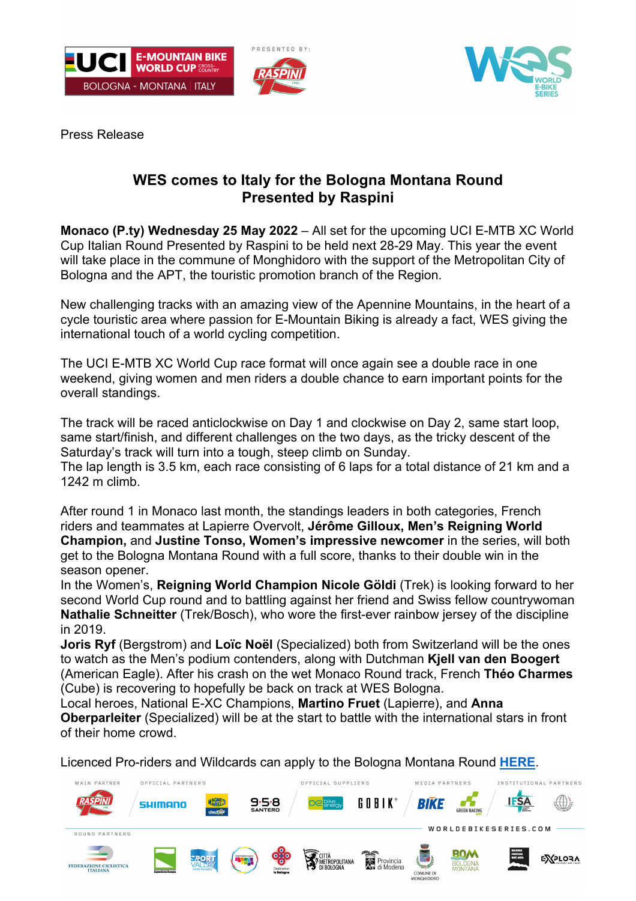Press Release

## WES comes to Italy for the Bologna Montana Round Presented by Raspini

**Monaco (P.ty) Wednesday 25 May 2022** – All set for the upcoming UCI E-MTB XC World Cup Italian Round Presented by Raspini to be held next 28-29 May. This year the event will take place in the commune of Monghidoro with the support of the Metropolitan City of Bologna and the APT, the touristic promotion branch of the Region.

New challenging tracks with an amazing view of the Apennine Mountains, in the heart of a cycle touristic area where passion for E-Mountain Biking is already a fact, WES giving the international touch of a world cycling competition.

The UCI E-MTB XC World Cup race format will once again see a double race in one weekend, giving women and men riders a double chance to earn important points for the overall standings.

The track will be raced anticlockwise on Day 1 and clockwise on Day 2, same start loop, same start/finish, and different challenges on the two days, as the tricky descent of the Saturday's track will turn into a tough, steep climb on Sunday.
The lap length is 3.5 km, each race consisting of 6 laps for a total distance of 21 km and a 1242 m climb.

After round 1 in Monaco last month, the standings leaders in both categories, French riders and teammates at Lapierre Overvolt, **Jérôme Gilloux, Men's Reigning World Champion,** and **Justine Tonso, Women's impressive newcomer** in the series, will both get to the Bologna Montana Round with a full score, thanks to their double win in the season opener.
In the Women's, **Reigning World Champion Nicole Göldi** (Trek) is looking forward to her second World Cup round and to battling against her friend and Swiss fellow countrywoman **Nathalie Schneitter** (Trek/Bosch), who wore the first-ever rainbow jersey of the discipline in 2019.
**Joris Ryf** (Bergstrom) and **Loïc Noël** (Specialized) both from Switzerland will be the ones to watch as the Men's podium contenders, along with Dutchman **Kjell van den Boogert** (American Eagle). After his crash on the wet Monaco Round track, French **Théo Charmes** (Cube) is recovering to hopefully be back on track at WES Bologna.
Local heroes, National E-XC Champions, **Martino Fruet** (Lapierre), and **Anna Oberparleiter** (Specialized) will be at the start to battle with the international stars in front of their home crowd.

Licenced Pro-riders and Wildcards can apply to the Bologna Montana Round **HERE**.

WORLDEBIKESERIES.COM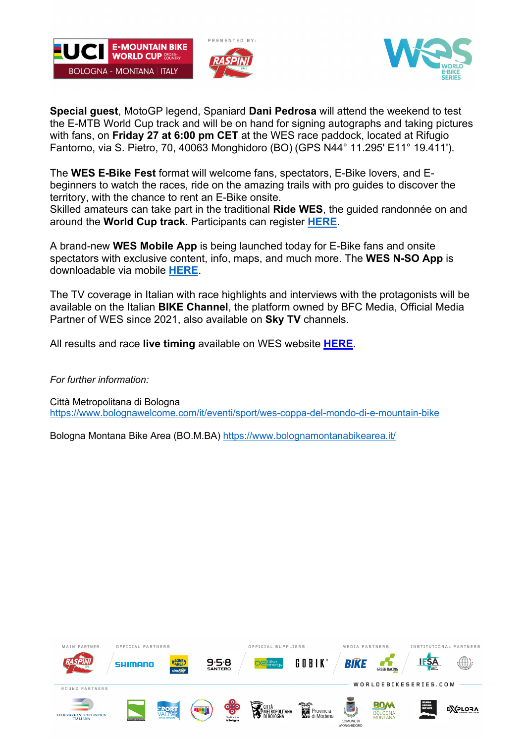**Special guest**, MotoGP legend, Spaniard **Dani Pedrosa** will attend the weekend to test the E-MTB World Cup track and will be on hand for signing autographs and taking pictures with fans, on **Friday 27 at 6:00 pm CET** at the WES race paddock, located at Rifugio Fantorno, via S. Pietro, 70, 40063 Monghidoro (BO) (GPS N44° 11.295' E11° 19.411').

The **WES E-Bike Fest** format will welcome fans, spectators, E-Bike lovers, and E-beginners to watch the races, ride on the amazing trails with pro guides to discover the territory, with the chance to rent an E-Bike onsite.
Skilled amateurs can take part in the traditional **Ride WES**, the guided randonnée on and around the **World Cup track**. Participants can register **HERE**.

A brand-new **WES Mobile App** is being launched today for E-Bike fans and onsite spectators with exclusive content, info, maps, and much more. The **WES N-SO App** is downloadable via mobile **HERE**.

The TV coverage in Italian with race highlights and interviews with the protagonists will be available on the Italian **BIKE Channel**, the platform owned by BFC Media, Official Media Partner of WES since 2021, also available on **Sky TV** channels.

All results and race **live timing** available on WES website **HERE**.

*For further information:*

Città Metropolitana di Bologna
https://www.bolognawelcome.com/it/eventi/sport/wes-coppa-del-mondo-di-e-mountain-bike

Bologna Montana Bike Area (BO.M.BA) https://www.bolognamontanabikearea.it/